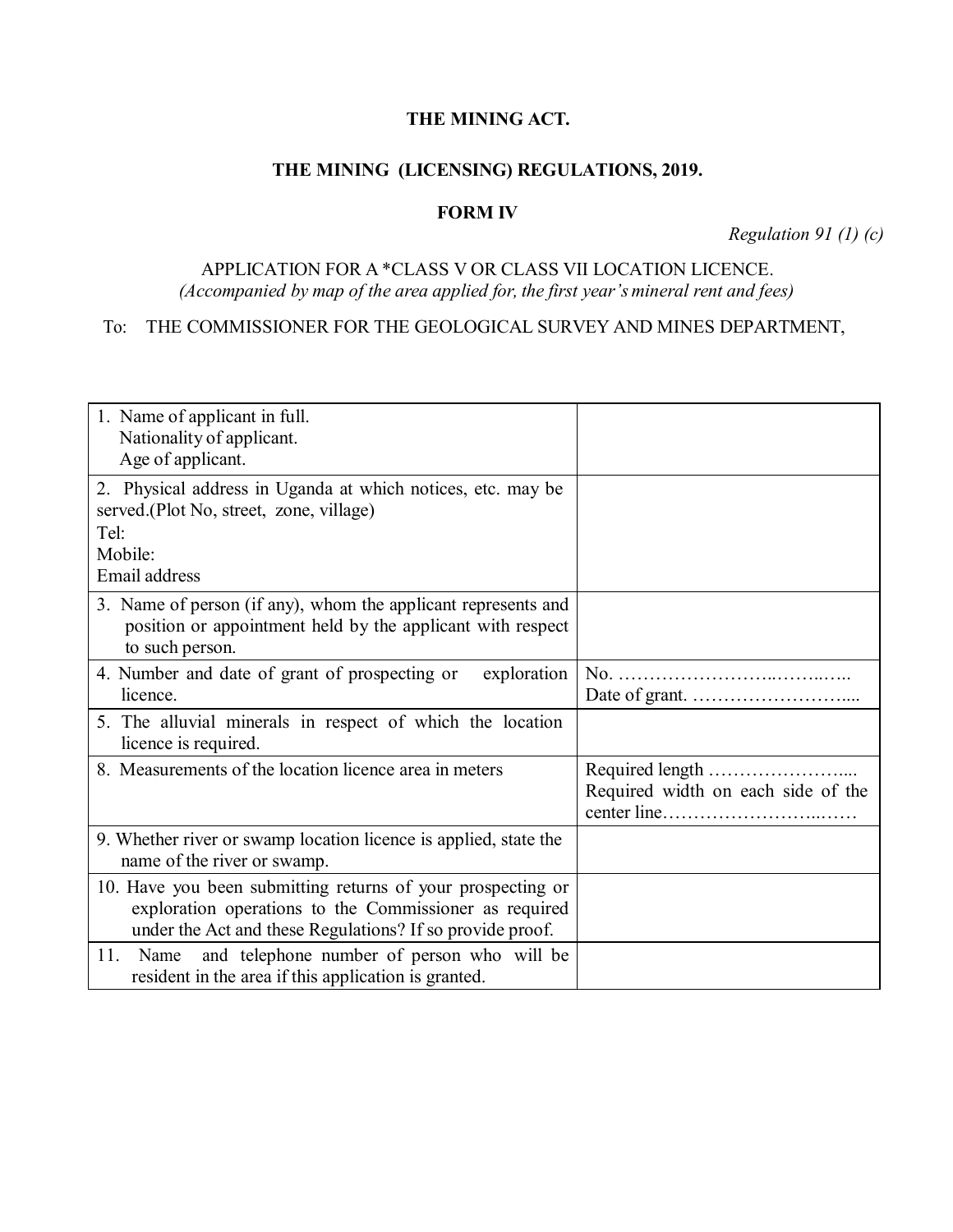**THE MINING ACT.**

**THE MINING (LICENSING) REGULATIONS, 2019.**

**FORM IV**

*Regulation 91 (1) (c)*

APPLICATION FOR A *CLASS V OR CLASS VII LOCATION LICENCE.
*(Accompanied by map of the area applied for, the first year's mineral rent and fees)*

To: THE COMMISSIONER FOR THE GEOLOGICAL SURVEY AND MINES DEPARTMENT,

| | |
|---|---|
| 1. Name of applicant in full.<br>Nationality of applicant.<br>Age of applicant. | |
| 2. Physical address in Uganda at which notices, etc. may be served.(Plot No, street, zone, village)<br>Tel:<br>Mobile:<br>Email address | |
| 3. Name of person (if any), whom the applicant represents and position or appointment held by the applicant with respect to such person. | |
| 4. Number and date of grant of prospecting or exploration licence. | No. ……………………..……..…..<br>Date of grant. ……………………..... |
| 5. The alluvial minerals in respect of which the location licence is required. | |
| 8. Measurements of the location licence area in meters | Required length …………………....<br>Required width on each side of the center line……………………..…… |
| 9. Whether river or swamp location licence is applied, state the name of the river or swamp. | |
| 10. Have you been submitting returns of your prospecting or exploration operations to the Commissioner as required under the Act and these Regulations? If so provide proof. | |
| 11. Name and telephone number of person who will be resident in the area if this application is granted. | |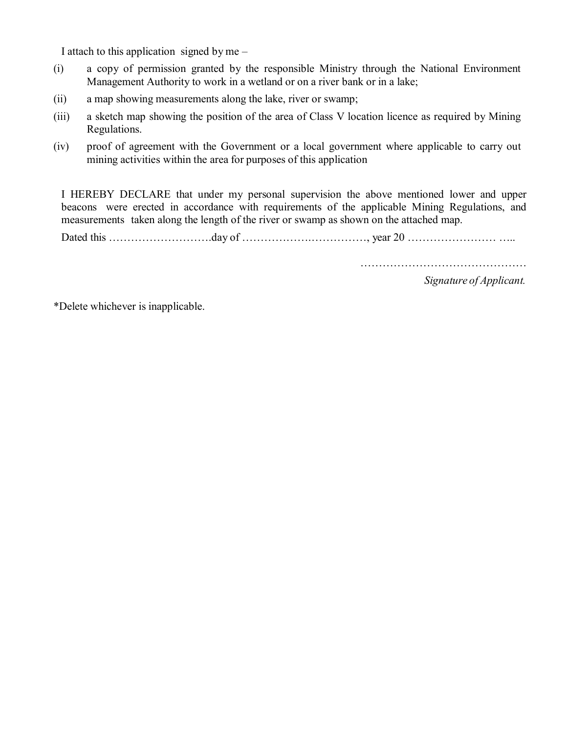I attach to this application signed by me –

(i) a copy of permission granted by the responsible Ministry through the National Environment Management Authority to work in a wetland or on a river bank or in a lake;

(ii) a map showing measurements along the lake, river or swamp;

(iii) a sketch map showing the position of the area of Class V location licence as required by Mining Regulations.

(iv) proof of agreement with the Government or a local government where applicable to carry out mining activities within the area for purposes of this application

I HEREBY DECLARE that under my personal supervision the above mentioned lower and upper beacons were erected in accordance with requirements of the applicable Mining Regulations, and measurements taken along the length of the river or swamp as shown on the attached map.

Dated this ……………………….day of ……………….……………, year 20 …………………… …..

………………………………………

*Signature of Applicant.*

*Delete whichever is inapplicable.